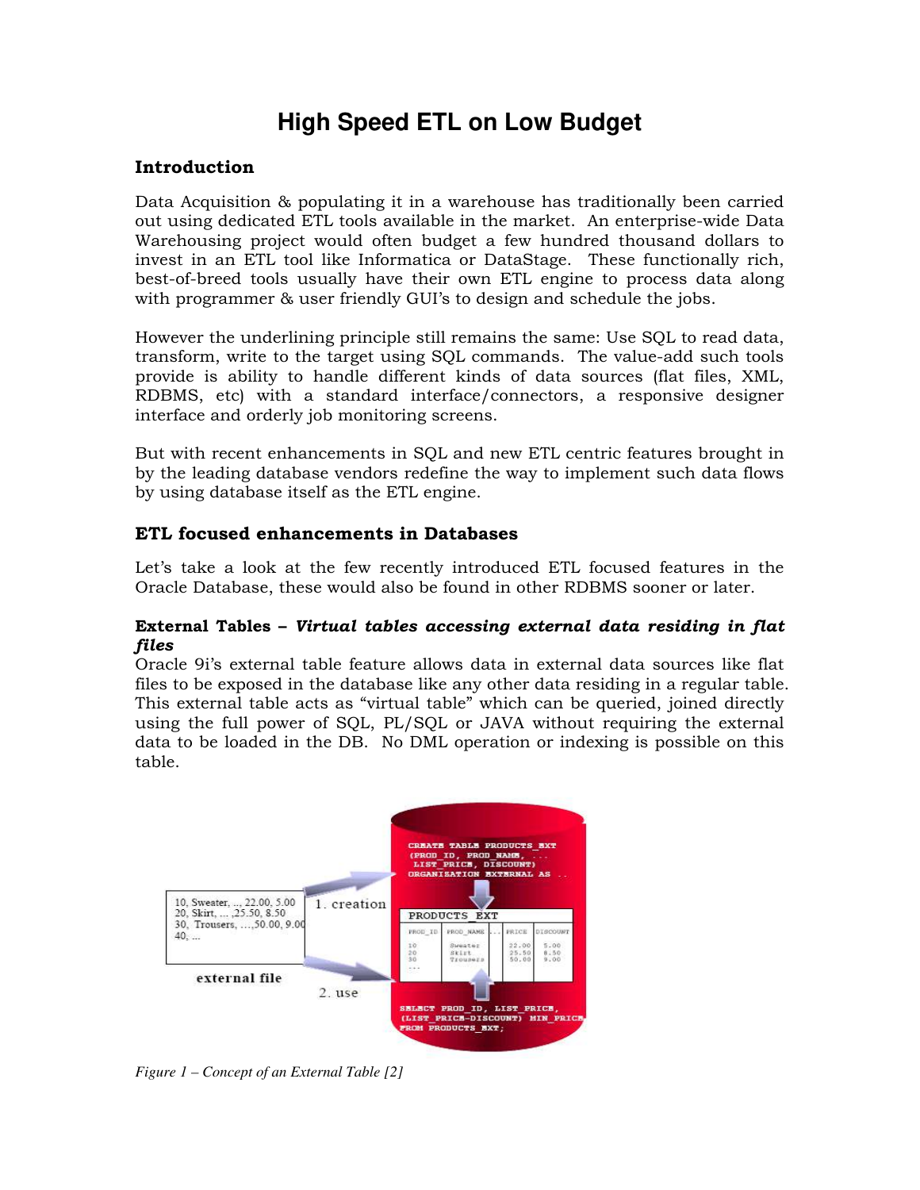# High Speed ETL on Low Budget

## Introduction

Data Acquisition & populating it in a warehouse has traditionally been carried out using dedicated ETL tools available in the market. An enterprise-wide Data Warehousing project would often budget a few hundred thousand dollars to invest in an ETL tool like Informatica or DataStage. These functionally rich, best-of-breed tools usually have their own ETL engine to process data along with programmer & user friendly GUI's to design and schedule the jobs.

However the underlining principle still remains the same: Use SQL to read data, transform, write to the target using SQL commands. The value-add such tools provide is ability to handle different kinds of data sources (flat files, XML, RDBMS, etc) with a standard interface/connectors, a responsive designer interface and orderly job monitoring screens.

But with recent enhancements in SQL and new ETL centric features brought in by the leading database vendors redefine the way to implement such data flows by using database itself as the ETL engine.

## ETL focused enhancements in Databases

Let's take a look at the few recently introduced ETL focused features in the Oracle Database, these would also be found in other RDBMS sooner or later.

**External Tables – *Virtual tables accessing external data residing in flat files***

Oracle 9i's external table feature allows data in external data sources like flat files to be exposed in the database like any other data residing in a regular table. This external table acts as "virtual table" which can be queried, joined directly using the full power of SQL, PL/SQL or JAVA without requiring the external data to be loaded in the DB. No DML operation or indexing is possible on this table.

*Figure 1 – Concept of an External Table [2]*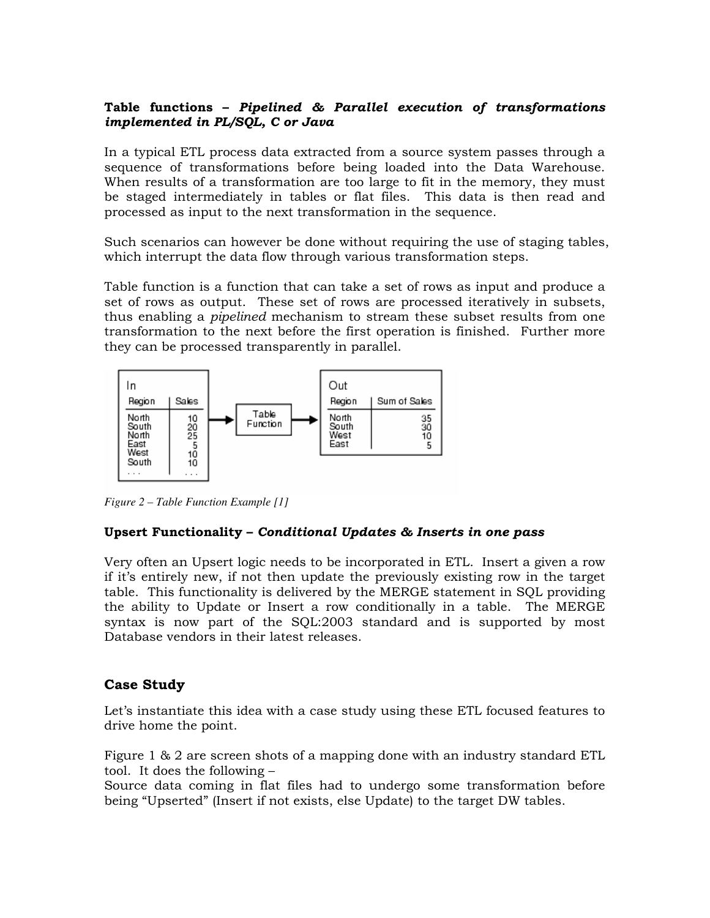**Table functions –** ***Pipelined & Parallel execution of transformations implemented in PL/SQL, C or Java***

In a typical ETL process data extracted from a source system passes through a sequence of transformations before being loaded into the Data Warehouse. When results of a transformation are too large to fit in the memory, they must be staged intermediately in tables or flat files. This data is then read and processed as input to the next transformation in the sequence.

Such scenarios can however be done without requiring the use of staging tables, which interrupt the data flow through various transformation steps.

Table function is a function that can take a set of rows as input and produce a set of rows as output. These set of rows are processed iteratively in subsets, thus enabling a *pipelined* mechanism to stream these subset results from one transformation to the next before the first operation is finished. Further more they can be processed transparently in parallel.

In

| Region | Sales |
|---|---|
| North | 10 |
| South | 20 |
| North | 25 |
| East | 5 |
| West | 10 |
| South | 10 |
| ... | ... |

→ Table Function →

Out

| Region | Sum of Sales |
|---|---|
| North | 35 |
| South | 30 |
| West | 10 |
| East | 5 |

*Figure 2 – Table Function Example [1]*

**Upsert Functionality –** ***Conditional Updates & Inserts in one pass***

Very often an Upsert logic needs to be incorporated in ETL. Insert a given a row if it's entirely new, if not then update the previously existing row in the target table. This functionality is delivered by the MERGE statement in SQL providing the ability to Update or Insert a row conditionally in a table. The MERGE syntax is now part of the SQL:2003 standard and is supported by most Database vendors in their latest releases.

## Case Study

Let's instantiate this idea with a case study using these ETL focused features to drive home the point.

Figure 1 & 2 are screen shots of a mapping done with an industry standard ETL tool. It does the following –
Source data coming in flat files had to undergo some transformation before being "Upserted" (Insert if not exists, else Update) to the target DW tables.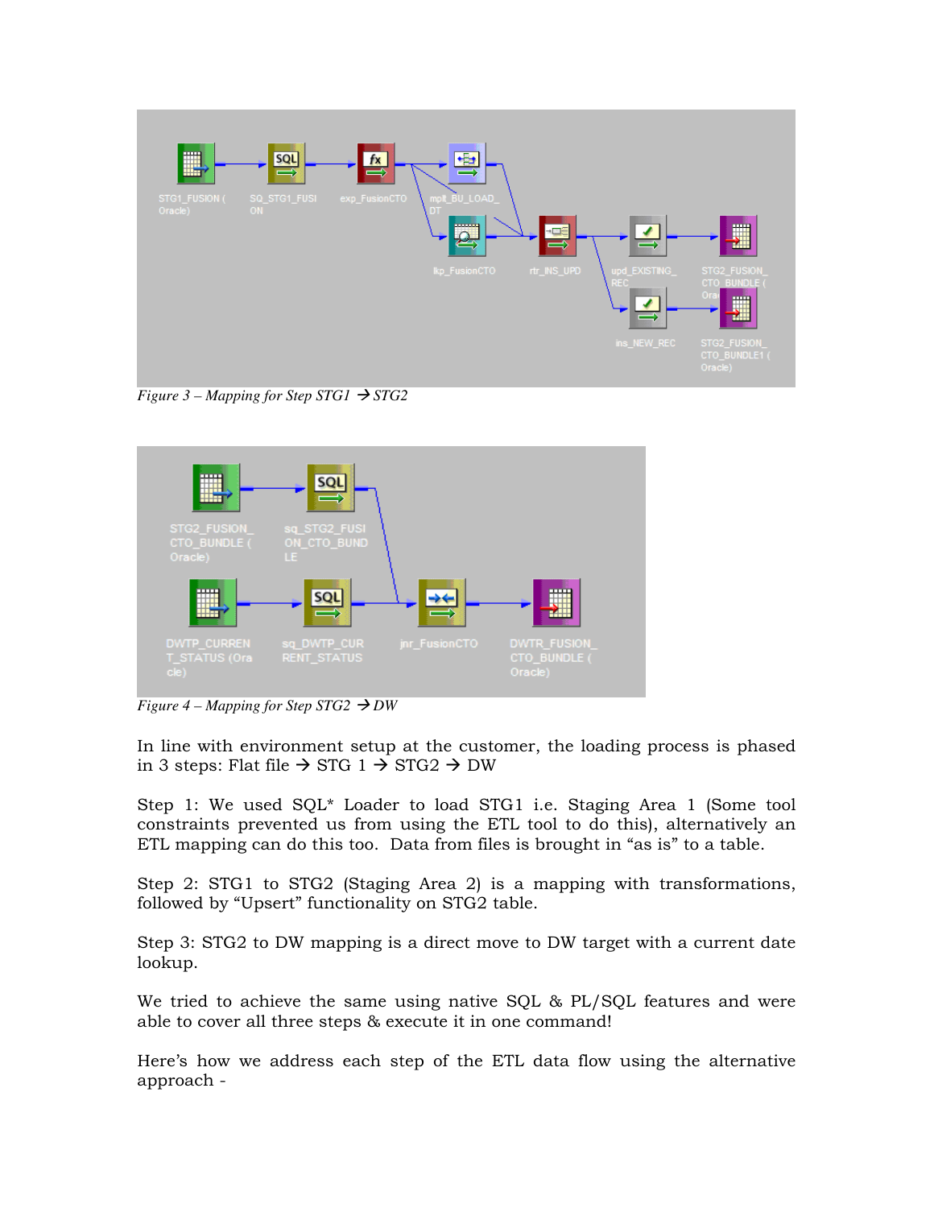*Figure 3 – Mapping for Step STG1 → STG2*

*Figure 4 – Mapping for Step STG2 → DW*

In line with environment setup at the customer, the loading process is phased in 3 steps: Flat file → STG 1 → STG2 → DW

Step 1: We used SQL* Loader to load STG1 i.e. Staging Area 1 (Some tool constraints prevented us from using the ETL tool to do this), alternatively an ETL mapping can do this too. Data from files is brought in "as is" to a table.

Step 2: STG1 to STG2 (Staging Area 2) is a mapping with transformations, followed by "Upsert" functionality on STG2 table.

Step 3: STG2 to DW mapping is a direct move to DW target with a current date lookup.

We tried to achieve the same using native SQL & PL/SQL features and were able to cover all three steps & execute it in one command!

Here's how we address each step of the ETL data flow using the alternative approach -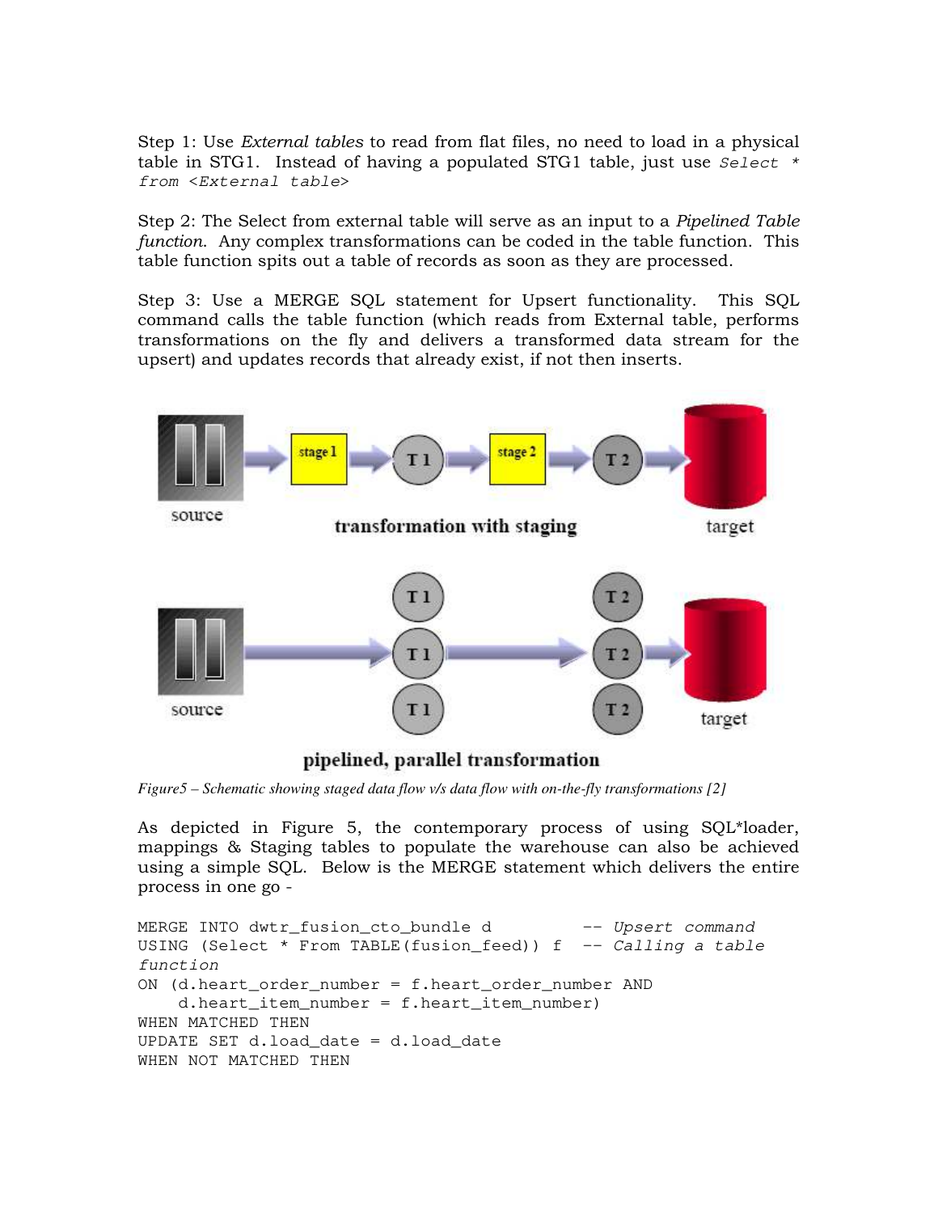Step 1: Use *External tables* to read from flat files, no need to load in a physical table in STG1. Instead of having a populated STG1 table, just use `Select * from <External table>`

Step 2: The Select from external table will serve as an input to a *Pipelined Table function*. Any complex transformations can be coded in the table function. This table function spits out a table of records as soon as they are processed.

Step 3: Use a MERGE SQL statement for Upsert functionality. This SQL command calls the table function (which reads from External table, performs transformations on the fly and delivers a transformed data stream for the upsert) and updates records that already exist, if not then inserts.

*Figure5 – Schematic showing staged data flow v/s data flow with on-the-fly transformations [2]*

As depicted in Figure 5, the contemporary process of using SQL*loader, mappings & Staging tables to populate the warehouse can also be achieved using a simple SQL. Below is the MERGE statement which delivers the entire process in one go -

```
MERGE INTO dwtr_fusion_cto_bundle d          -- Upsert command
USING (Select * From TABLE(fusion_feed)) f   -- Calling a table
function
ON (d.heart_order_number = f.heart_order_number AND
    d.heart_item_number = f.heart_item_number)
WHEN MATCHED THEN
UPDATE SET d.load_date = d.load_date
WHEN NOT MATCHED THEN
```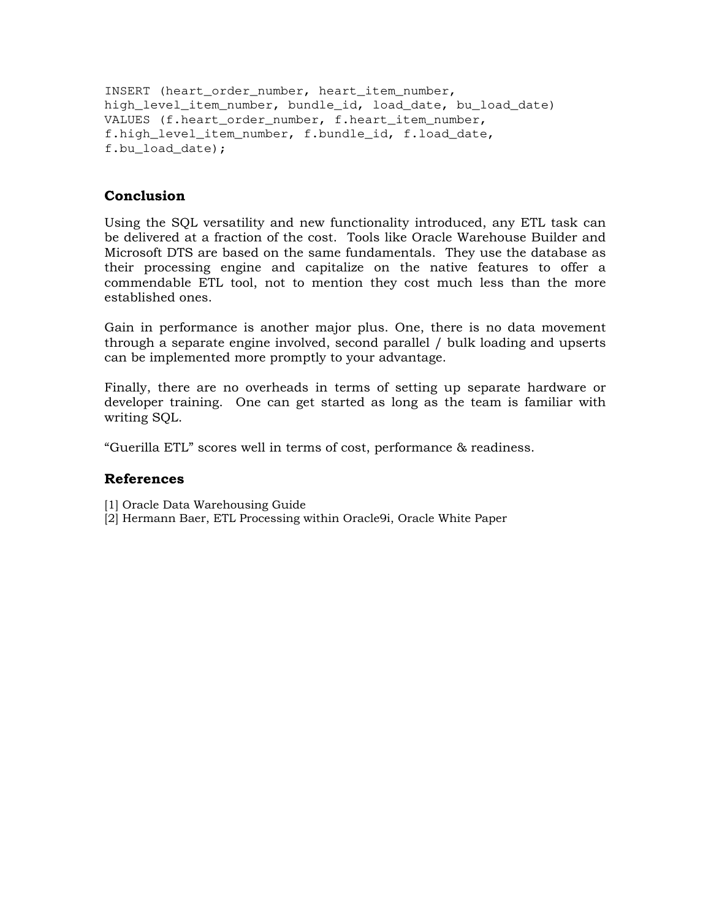```
INSERT (heart_order_number, heart_item_number,
high_level_item_number, bundle_id, load_date, bu_load_date)
VALUES (f.heart_order_number, f.heart_item_number,
f.high_level_item_number, f.bundle_id, f.load_date,
f.bu_load_date);
```

## Conclusion

Using the SQL versatility and new functionality introduced, any ETL task can be delivered at a fraction of the cost. Tools like Oracle Warehouse Builder and Microsoft DTS are based on the same fundamentals. They use the database as their processing engine and capitalize on the native features to offer a commendable ETL tool, not to mention they cost much less than the more established ones.

Gain in performance is another major plus. One, there is no data movement through a separate engine involved, second parallel / bulk loading and upserts can be implemented more promptly to your advantage.

Finally, there are no overheads in terms of setting up separate hardware or developer training. One can get started as long as the team is familiar with writing SQL.

"Guerilla ETL" scores well in terms of cost, performance & readiness.

## References

[1] Oracle Data Warehousing Guide
[2] Hermann Baer, ETL Processing within Oracle9i, Oracle White Paper